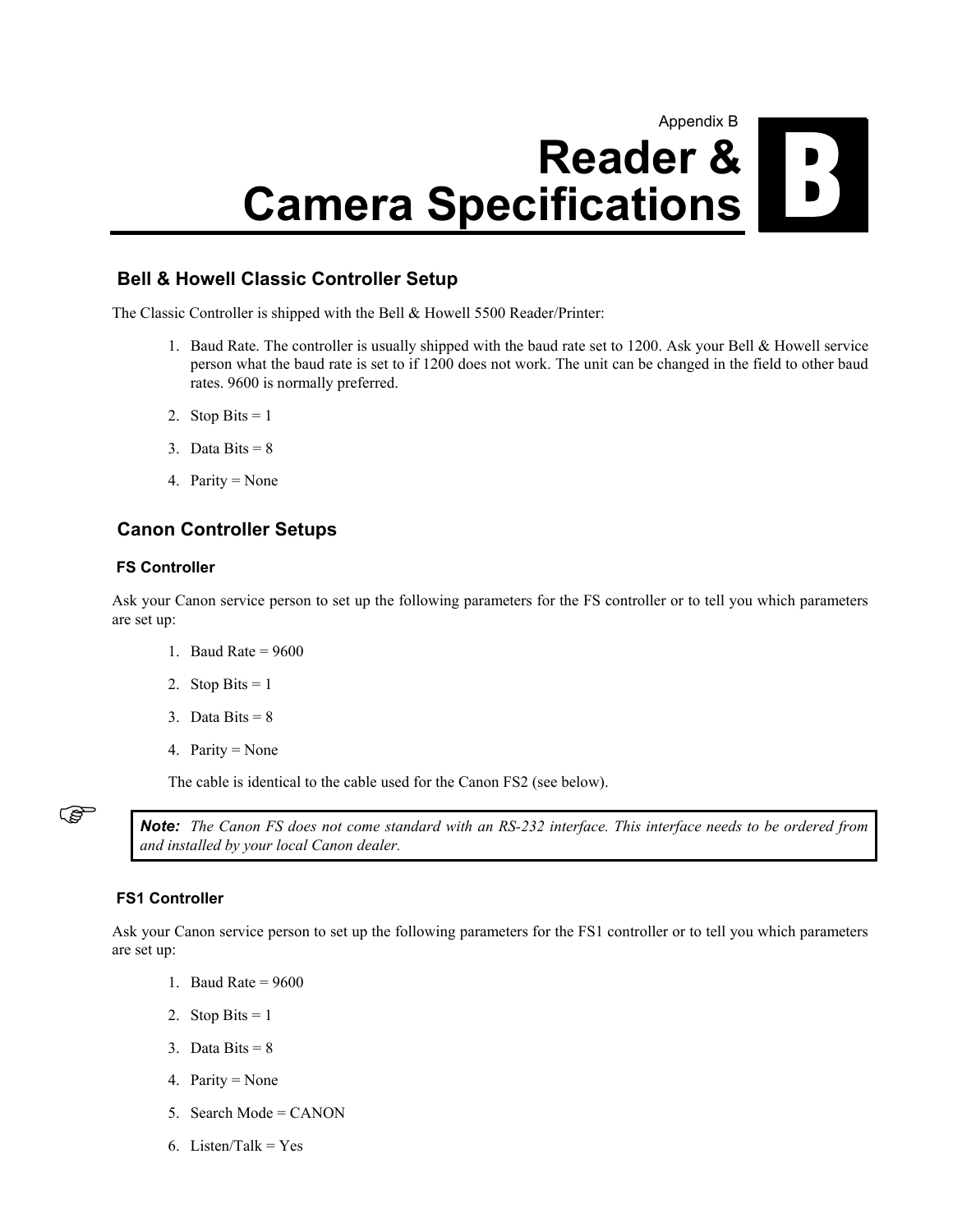Appendix B

# Reader & Camera Specifications

**B**

## Bell & Howell Classic Controller Setup

The Classic Controller is shipped with the Bell & Howell 5500 Reader/Printer:

1. Baud Rate. The controller is usually shipped with the baud rate set to 1200. Ask your Bell & Howell service person what the baud rate is set to if 1200 does not work. The unit can be changed in the field to other baud rates. 9600 is normally preferred.
2. Stop Bits = 1
3. Data Bits = 8
4. Parity = None

## Canon Controller Setups

### FS Controller

Ask your Canon service person to set up the following parameters for the FS controller or to tell you which parameters are set up:

1. Baud Rate = 9600
2. Stop Bits = 1
3. Data Bits = 8
4. Parity = None

The cable is identical to the cable used for the Canon FS2 (see below).

> ***Note:*** *The Canon FS does not come standard with an RS-232 interface. This interface needs to be ordered from and installed by your local Canon dealer.*

### FS1 Controller

Ask your Canon service person to set up the following parameters for the FS1 controller or to tell you which parameters are set up:

1. Baud Rate = 9600
2. Stop Bits = 1
3. Data Bits = 8
4. Parity = None
5. Search Mode = CANON
6. Listen/Talk = Yes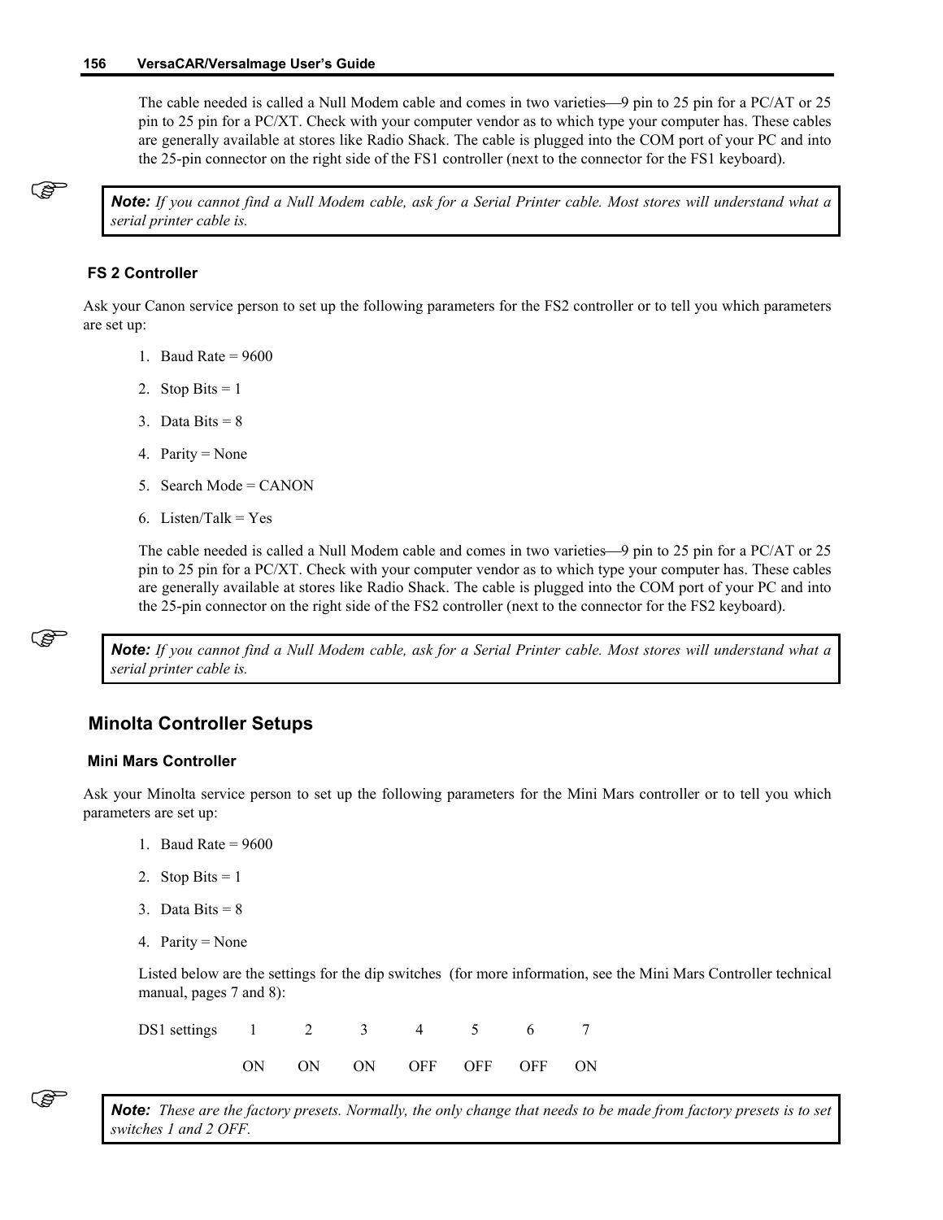The cable needed is called a Null Modem cable and comes in two varieties—9 pin to 25 pin for a PC/AT or 25 pin to 25 pin for a PC/XT. Check with your computer vendor as to which type your computer has. These cables are generally available at stores like Radio Shack. The cable is plugged into the COM port of your PC and into the 25-pin connector on the right side of the FS1 controller (next to the connector for the FS1 keyboard).

> **Note:** *If you cannot find a Null Modem cable, ask for a Serial Printer cable. Most stores will understand what a serial printer cable is.*

### FS 2 Controller

Ask your Canon service person to set up the following parameters for the FS2 controller or to tell you which parameters are set up:

1. Baud Rate = 9600
2. Stop Bits = 1
3. Data Bits = 8
4. Parity = None
5. Search Mode = CANON
6. Listen/Talk = Yes

The cable needed is called a Null Modem cable and comes in two varieties—9 pin to 25 pin for a PC/AT or 25 pin to 25 pin for a PC/XT. Check with your computer vendor as to which type your computer has. These cables are generally available at stores like Radio Shack. The cable is plugged into the COM port of your PC and into the 25-pin connector on the right side of the FS2 controller (next to the connector for the FS2 keyboard).

> **Note:** *If you cannot find a Null Modem cable, ask for a Serial Printer cable. Most stores will understand what a serial printer cable is.*

## Minolta Controller Setups

### Mini Mars Controller

Ask your Minolta service person to set up the following parameters for the Mini Mars controller or to tell you which parameters are set up:

1. Baud Rate = 9600
2. Stop Bits = 1
3. Data Bits = 8
4. Parity = None

Listed below are the settings for the dip switches (for more information, see the Mini Mars Controller technical manual, pages 7 and 8):

| DS1 settings | 1 | 2 | 3 | 4 | 5 | 6 | 7 |
|---|---|---|---|---|---|---|---|
| | ON | ON | ON | OFF | OFF | OFF | ON |

> **Note:** *These are the factory presets. Normally, the only change that needs to be made from factory presets is to set switches 1 and 2 OFF.*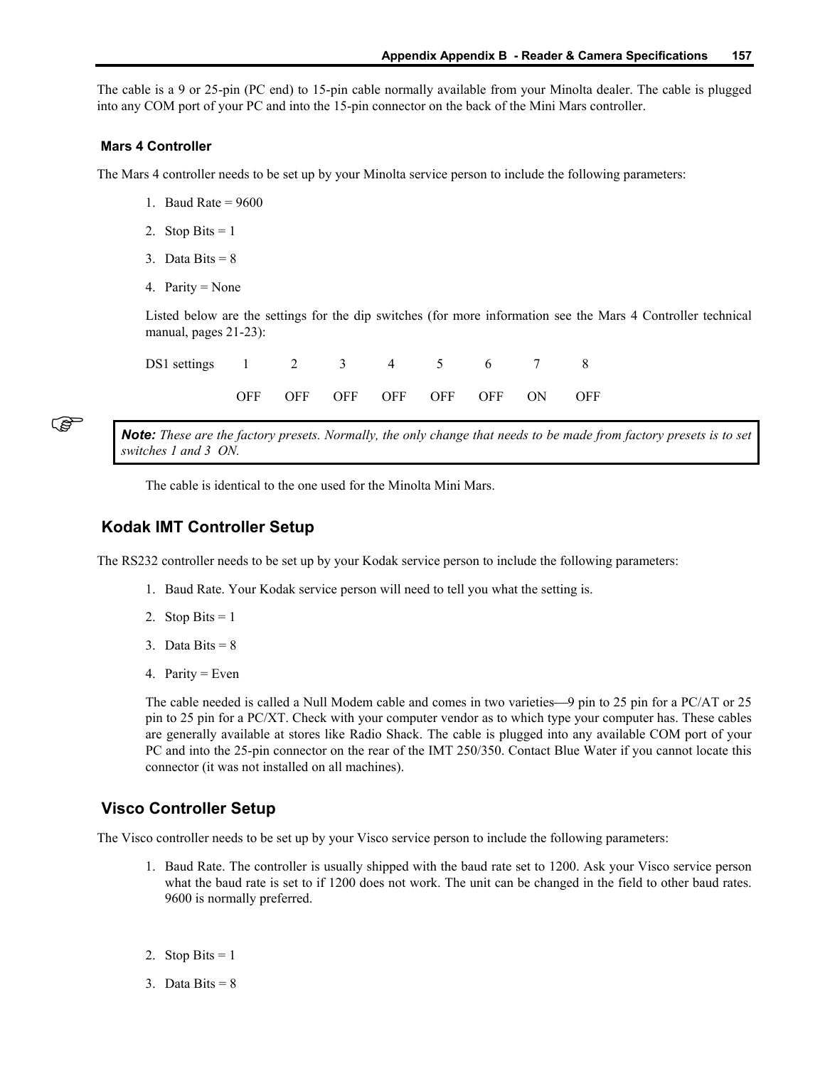The cable is a 9 or 25-pin (PC end) to 15-pin cable normally available from your Minolta dealer. The cable is plugged into any COM port of your PC and into the 15-pin connector on the back of the Mini Mars controller.

### Mars 4 Controller

The Mars 4 controller needs to be set up by your Minolta service person to include the following parameters:

1. Baud Rate = 9600
2. Stop Bits = 1
3. Data Bits = 8
4. Parity = None

Listed below are the settings for the dip switches (for more information see the Mars 4 Controller technical manual, pages 21-23):

| DS1 settings | 1 | 2 | 3 | 4 | 5 | 6 | 7 | 8 |
|---|---|---|---|---|---|---|---|---|
| | OFF | OFF | OFF | OFF | OFF | OFF | ON | OFF |

> ***Note:*** *These are the factory presets. Normally, the only change that needs to be made from factory presets is to set switches 1 and 3 ON.*

The cable is identical to the one used for the Minolta Mini Mars.

## Kodak IMT Controller Setup

The RS232 controller needs to be set up by your Kodak service person to include the following parameters:

1. Baud Rate. Your Kodak service person will need to tell you what the setting is.
2. Stop Bits = 1
3. Data Bits = 8
4. Parity = Even

The cable needed is called a Null Modem cable and comes in two varieties—9 pin to 25 pin for a PC/AT or 25 pin to 25 pin for a PC/XT. Check with your computer vendor as to which type your computer has. These cables are generally available at stores like Radio Shack. The cable is plugged into any available COM port of your PC and into the 25-pin connector on the rear of the IMT 250/350. Contact Blue Water if you cannot locate this connector (it was not installed on all machines).

## Visco Controller Setup

The Visco controller needs to be set up by your Visco service person to include the following parameters:

1. Baud Rate. The controller is usually shipped with the baud rate set to 1200. Ask your Visco service person what the baud rate is set to if 1200 does not work. The unit can be changed in the field to other baud rates. 9600 is normally preferred.
2. Stop Bits = 1
3. Data Bits = 8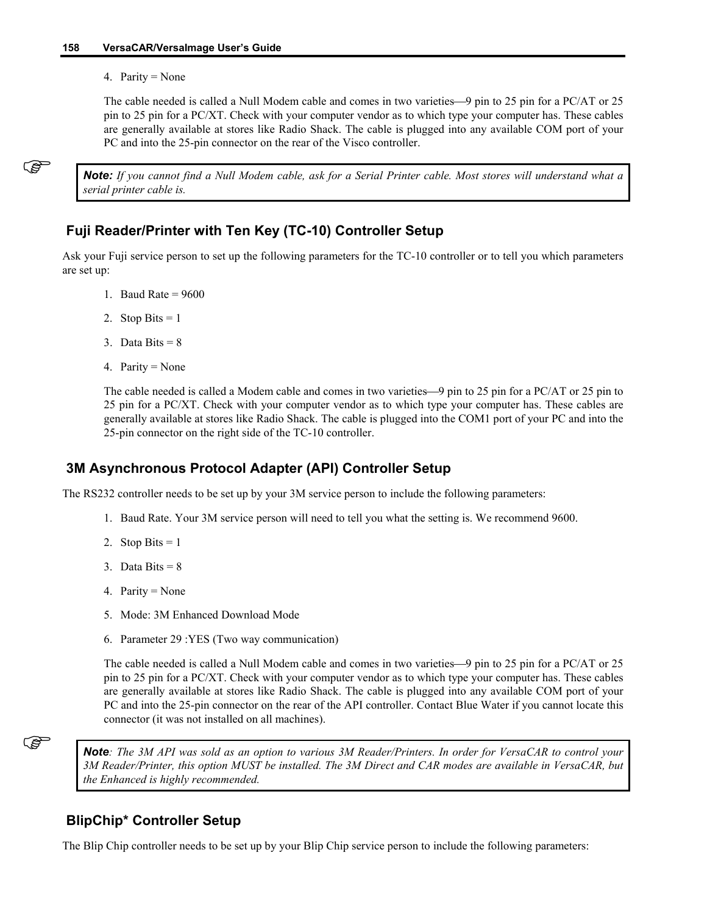4. Parity = None

The cable needed is called a Null Modem cable and comes in two varieties—9 pin to 25 pin for a PC/AT or 25 pin to 25 pin for a PC/XT. Check with your computer vendor as to which type your computer has. These cables are generally available at stores like Radio Shack. The cable is plugged into any available COM port of your PC and into the 25-pin connector on the rear of the Visco controller.

> **Note:** *If you cannot find a Null Modem cable, ask for a Serial Printer cable. Most stores will understand what a serial printer cable is.*

## Fuji Reader/Printer with Ten Key (TC-10) Controller Setup

Ask your Fuji service person to set up the following parameters for the TC-10 controller or to tell you which parameters are set up:

1. Baud Rate = 9600
2. Stop Bits = 1
3. Data Bits = 8
4. Parity = None

The cable needed is called a Modem cable and comes in two varieties—9 pin to 25 pin for a PC/AT or 25 pin to 25 pin for a PC/XT. Check with your computer vendor as to which type your computer has. These cables are generally available at stores like Radio Shack. The cable is plugged into the COM1 port of your PC and into the 25-pin connector on the right side of the TC-10 controller.

## 3M Asynchronous Protocol Adapter (API) Controller Setup

The RS232 controller needs to be set up by your 3M service person to include the following parameters:

1. Baud Rate. Your 3M service person will need to tell you what the setting is. We recommend 9600.
2. Stop Bits = 1
3. Data Bits = 8
4. Parity = None
5. Mode: 3M Enhanced Download Mode
6. Parameter 29 :YES (Two way communication)

The cable needed is called a Null Modem cable and comes in two varieties—9 pin to 25 pin for a PC/AT or 25 pin to 25 pin for a PC/XT. Check with your computer vendor as to which type your computer has. These cables are generally available at stores like Radio Shack. The cable is plugged into any available COM port of your PC and into the 25-pin connector on the rear of the API controller. Contact Blue Water if you cannot locate this connector (it was not installed on all machines).

> **Note***: The 3M API was sold as an option to various 3M Reader/Printers. In order for VersaCAR to control your 3M Reader/Printer, this option MUST be installed. The 3M Direct and CAR modes are available in VersaCAR, but the Enhanced is highly recommended.*

## BlipChip* Controller Setup

The Blip Chip controller needs to be set up by your Blip Chip service person to include the following parameters: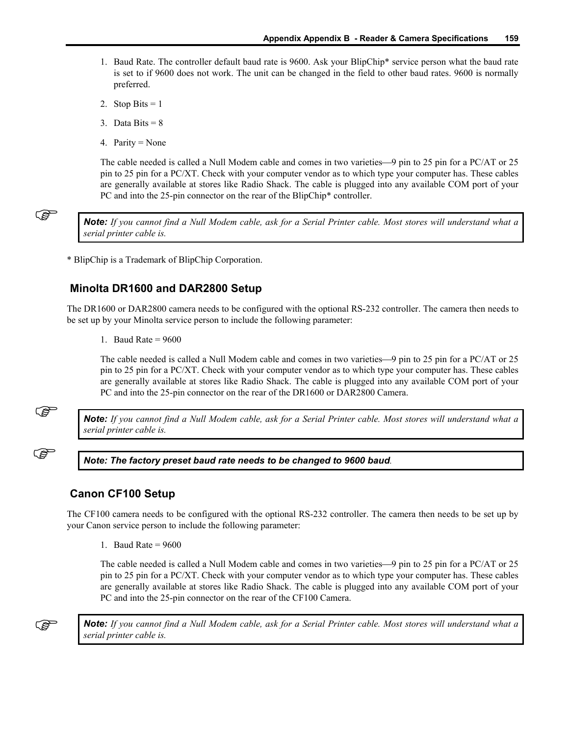1. Baud Rate. The controller default baud rate is 9600. Ask your BlipChip* service person what the baud rate is set to if 9600 does not work. The unit can be changed in the field to other baud rates. 9600 is normally preferred.

2. Stop Bits = 1

3. Data Bits = 8

4. Parity = None

The cable needed is called a Null Modem cable and comes in two varieties—9 pin to 25 pin for a PC/AT or 25 pin to 25 pin for a PC/XT. Check with your computer vendor as to which type your computer has. These cables are generally available at stores like Radio Shack. The cable is plugged into any available COM port of your PC and into the 25-pin connector on the rear of the BlipChip* controller.

> ***Note:*** *If you cannot find a Null Modem cable, ask for a Serial Printer cable. Most stores will understand what a serial printer cable is.*

* BlipChip is a Trademark of BlipChip Corporation.

## Minolta DR1600 and DAR2800 Setup

The DR1600 or DAR2800 camera needs to be configured with the optional RS-232 controller. The camera then needs to be set up by your Minolta service person to include the following parameter:

1. Baud Rate = 9600

The cable needed is called a Null Modem cable and comes in two varieties—9 pin to 25 pin for a PC/AT or 25 pin to 25 pin for a PC/XT. Check with your computer vendor as to which type your computer has. These cables are generally available at stores like Radio Shack. The cable is plugged into any available COM port of your PC and into the 25-pin connector on the rear of the DR1600 or DAR2800 Camera.

> ***Note:*** *If you cannot find a Null Modem cable, ask for a Serial Printer cable. Most stores will understand what a serial printer cable is.*

> ***Note: The factory preset baud rate needs to be changed to 9600 baud.***

## Canon CF100 Setup

The CF100 camera needs to be configured with the optional RS-232 controller. The camera then needs to be set up by your Canon service person to include the following parameter:

1. Baud Rate = 9600

The cable needed is called a Null Modem cable and comes in two varieties—9 pin to 25 pin for a PC/AT or 25 pin to 25 pin for a PC/XT. Check with your computer vendor as to which type your computer has. These cables are generally available at stores like Radio Shack. The cable is plugged into any available COM port of your PC and into the 25-pin connector on the rear of the CF100 Camera.

> ***Note:*** *If you cannot find a Null Modem cable, ask for a Serial Printer cable. Most stores will understand what a serial printer cable is.*